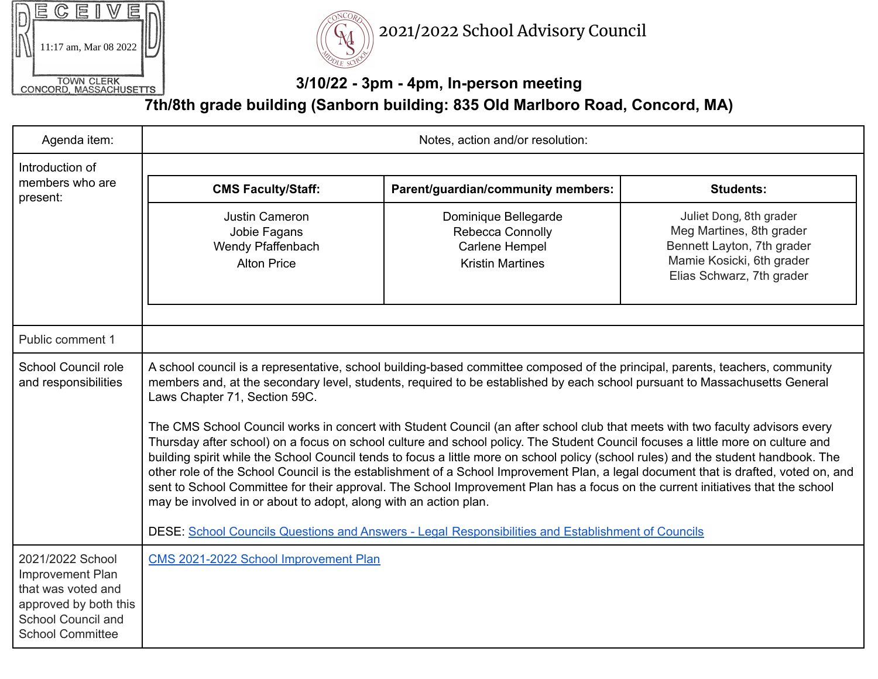RECEIVED
11:17 am, Mar 08 2022
TOWN CLERK
CONCORD, MASSACHUSETTS

# 2021/2022 School Advisory Council

**3/10/22 - 3pm - 4pm, In-person meeting**

**7th/8th grade building (Sanborn building: 835 Old Marlboro Road, Concord, MA)**

| Agenda item: | Notes, action and/or resolution: |
|---|---|
| Introduction of members who are present: | **CMS Faculty/Staff:** Justin Cameron, Jobie Fagans, Wendy Pfaffenbach, Alton Price<br><br>**Parent/guardian/community members:** Dominique Bellegarde, Rebecca Connolly, Carlene Hempel, Kristin Martines<br><br>**Students:** Juliet Dong, 8th grader; Meg Martines, 8th grader; Bennett Layton, 7th grader; Mamie Kosicki, 6th grader; Elias Schwarz, 7th grader |
| Public comment 1 | |
| School Council role and responsibilities | A school council is a representative, school building-based committee composed of the principal, parents, teachers, community members and, at the secondary level, students, required to be established by each school pursuant to Massachusetts General Laws Chapter 71, Section 59C.<br><br>The CMS School Council works in concert with Student Council (an after school club that meets with two faculty advisors every Thursday after school) on a focus on school culture and school policy. The Student Council focuses a little more on culture and building spirit while the School Council tends to focus a little more on school policy (school rules) and the student handbook. The other role of the School Council is the establishment of a School Improvement Plan, a legal document that is drafted, voted on, and sent to School Committee for their approval. The School Improvement Plan has a focus on the current initiatives that the school may be involved in or about to adopt, along with an action plan.<br><br>DESE: School Councils Questions and Answers - Legal Responsibilities and Establishment of Councils |
| 2021/2022 School Improvement Plan that was voted and approved by both this School Council and School Committee | CMS 2021-2022 School Improvement Plan |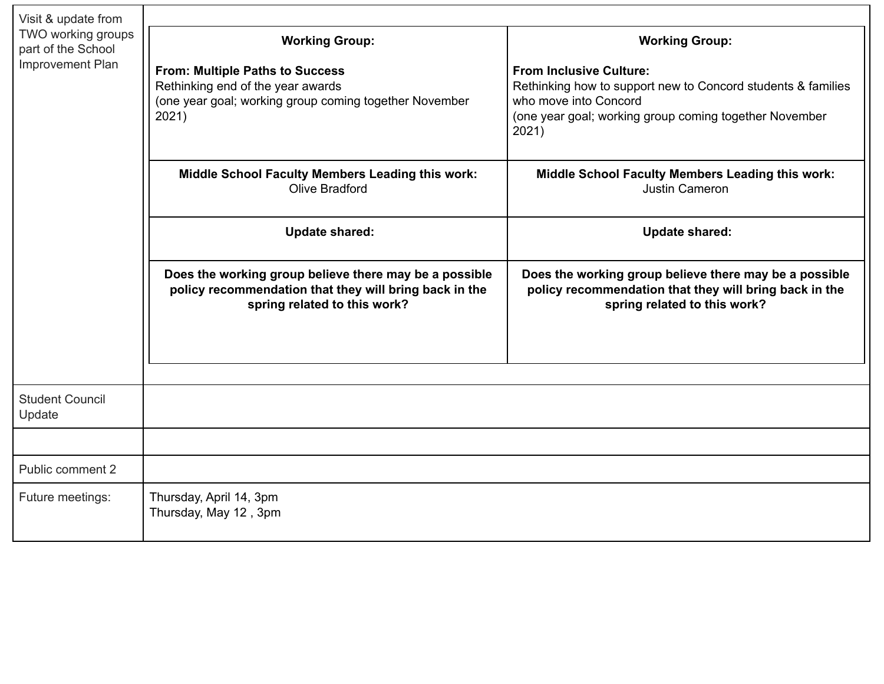| | |
|---|---|
| Visit & update from TWO working groups part of the School Improvement Plan | |
| Student Council Update | |
| | |
| Public comment 2 | |
| Future meetings: | Thursday, April 14, 3pm<br>Thursday, May 12 , 3pm |

Nested table within "Visit & update from TWO working groups part of the School Improvement Plan":

| | |
|---|---|
| **Working Group:**<br><br>**From: Multiple Paths to Success**<br>Rethinking end of the year awards<br>(one year goal; working group coming together November 2021) | **Working Group:**<br><br>**From Inclusive Culture:**<br>Rethinking how to support new to Concord students & families who move into Concord<br>(one year goal; working group coming together November 2021) |
| **Middle School Faculty Members Leading this work:**<br>Olive Bradford | **Middle School Faculty Members Leading this work:**<br>Justin Cameron |
| **Update shared:** | **Update shared:** |
| **Does the working group believe there may be a possible policy recommendation that they will bring back in the spring related to this work?** | **Does the working group believe there may be a possible policy recommendation that they will bring back in the spring related to this work?** |